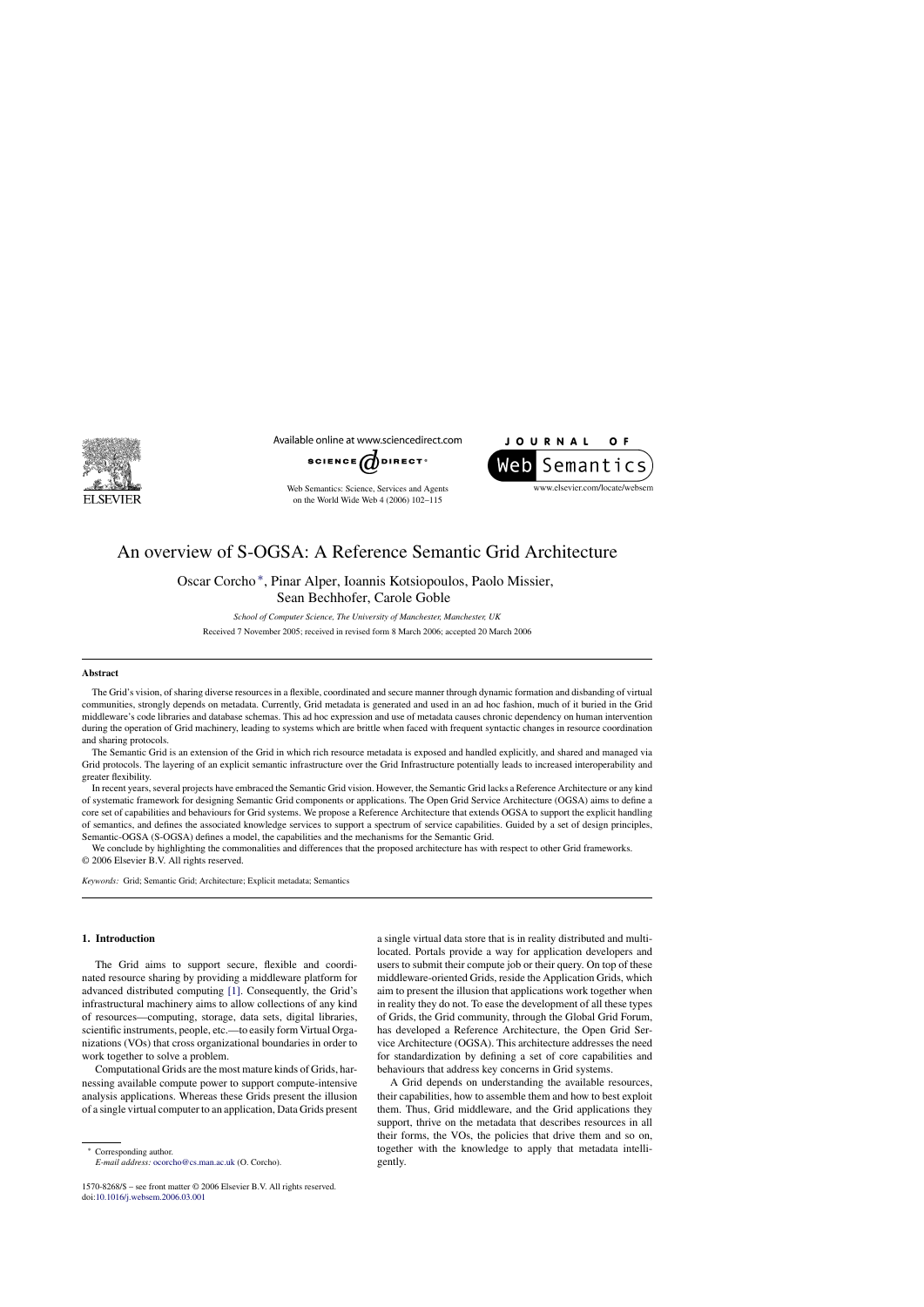# An overview of S-OGSA: A Reference Semantic Grid Architecture

Oscar Corcho*, Pinar Alper, Ioannis Kotsiopoulos, Paolo Missier, Sean Bechhofer, Carole Goble

*School of Computer Science, The University of Manchester, Manchester, UK*

Received 7 November 2005; received in revised form 8 March 2006; accepted 20 March 2006

## Abstract

The Grid's vision, of sharing diverse resources in a flexible, coordinated and secure manner through dynamic formation and disbanding of virtual communities, strongly depends on metadata. Currently, Grid metadata is generated and used in an ad hoc fashion, much of it buried in the Grid middleware's code libraries and database schemas. This ad hoc expression and use of metadata causes chronic dependency on human intervention during the operation of Grid machinery, leading to systems which are brittle when faced with frequent syntactic changes in resource coordination and sharing protocols.

The Semantic Grid is an extension of the Grid in which rich resource metadata is exposed and handled explicitly, and shared and managed via Grid protocols. The layering of an explicit semantic infrastructure over the Grid Infrastructure potentially leads to increased interoperability and greater flexibility.

In recent years, several projects have embraced the Semantic Grid vision. However, the Semantic Grid lacks a Reference Architecture or any kind of systematic framework for designing Semantic Grid components or applications. The Open Grid Service Architecture (OGSA) aims to define a core set of capabilities and behaviours for Grid systems. We propose a Reference Architecture that extends OGSA to support the explicit handling of semantics, and defines the associated knowledge services to support a spectrum of service capabilities. Guided by a set of design principles, Semantic-OGSA (S-OGSA) defines a model, the capabilities and the mechanisms for the Semantic Grid.

We conclude by highlighting the commonalities and differences that the proposed architecture has with respect to other Grid frameworks.

© 2006 Elsevier B.V. All rights reserved.

*Keywords:* Grid; Semantic Grid; Architecture; Explicit metadata; Semantics

## 1. Introduction

The Grid aims to support secure, flexible and coordinated resource sharing by providing a middleware platform for advanced distributed computing [1]. Consequently, the Grid's infrastructural machinery aims to allow collections of any kind of resources—computing, storage, data sets, digital libraries, scientific instruments, people, etc.—to easily form Virtual Organizations (VOs) that cross organizational boundaries in order to work together to solve a problem.

Computational Grids are the most mature kinds of Grids, harnessing available compute power to support compute-intensive analysis applications. Whereas these Grids present the illusion of a single virtual computer to an application, Data Grids present a single virtual data store that is in reality distributed and multi-located. Portals provide a way for application developers and users to submit their compute job or their query. On top of these middleware-oriented Grids, reside the Application Grids, which aim to present the illusion that applications work together when in reality they do not. To ease the development of all these types of Grids, the Grid community, through the Global Grid Forum, has developed a Reference Architecture, the Open Grid Service Architecture (OGSA). This architecture addresses the need for standardization by defining a set of core capabilities and behaviours that address key concerns in Grid systems.

A Grid depends on understanding the available resources, their capabilities, how to assemble them and how to best exploit them. Thus, Grid middleware, and the Grid applications they support, thrive on the metadata that describes resources in all their forms, the VOs, the policies that drive them and so on, together with the knowledge to apply that metadata intelligently.

* Corresponding author.
*E-mail address:* ocorcho@cs.man.ac.uk (O. Corcho).

1570-8268/$ – see front matter © 2006 Elsevier B.V. All rights reserved.
doi:10.1016/j.websem.2006.03.001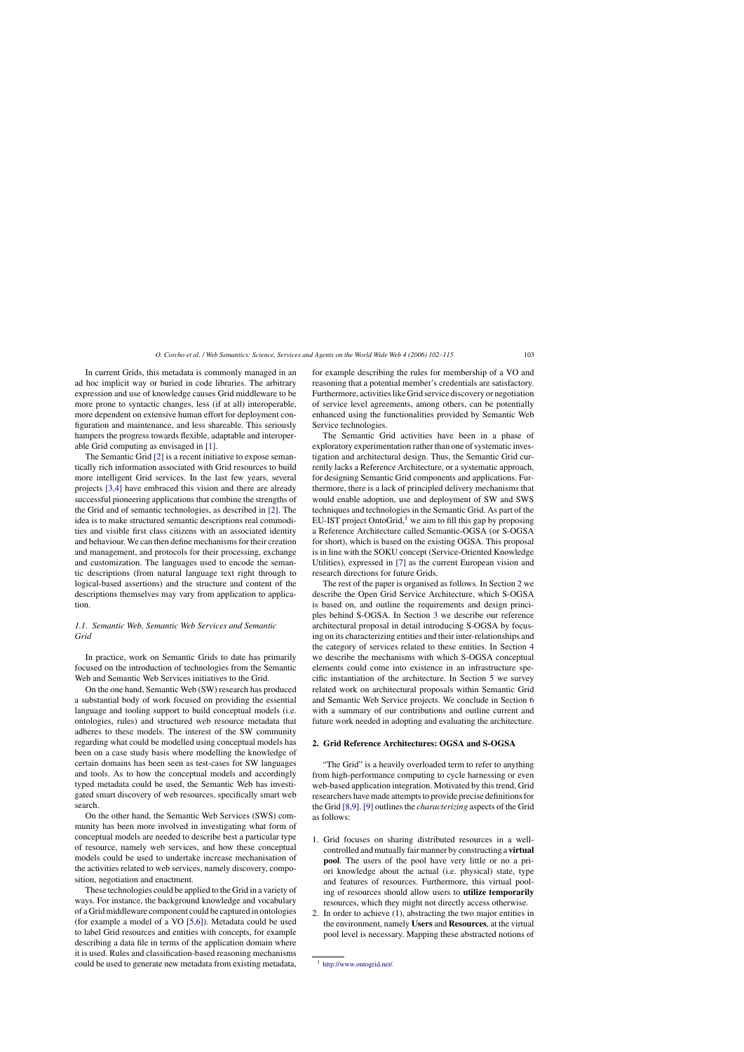In current Grids, this metadata is commonly managed in an ad hoc implicit way or buried in code libraries. The arbitrary expression and use of knowledge causes Grid middleware to be more prone to syntactic changes, less (if at all) interoperable, more dependent on extensive human effort for deployment configuration and maintenance, and less shareable. This seriously hampers the progress towards flexible, adaptable and interoperable Grid computing as envisaged in [1].

The Semantic Grid [2] is a recent initiative to expose semantically rich information associated with Grid resources to build more intelligent Grid services. In the last few years, several projects [3,4] have embraced this vision and there are already successful pioneering applications that combine the strengths of the Grid and of semantic technologies, as described in [2]. The idea is to make structured semantic descriptions real commodities and visible first class citizens with an associated identity and behaviour. We can then define mechanisms for their creation and management, and protocols for their processing, exchange and customization. The languages used to encode the semantic descriptions (from natural language text right through to logical-based assertions) and the structure and content of the descriptions themselves may vary from application to application.

### *1.1. Semantic Web, Semantic Web Services and Semantic Grid*

In practice, work on Semantic Grids to date has primarily focused on the introduction of technologies from the Semantic Web and Semantic Web Services initiatives to the Grid.

On the one hand, Semantic Web (SW) research has produced a substantial body of work focused on providing the essential language and tooling support to build conceptual models (i.e. ontologies, rules) and structured web resource metadata that adheres to these models. The interest of the SW community regarding what could be modelled using conceptual models has been on a case study basis where modelling the knowledge of certain domains has been seen as test-cases for SW languages and tools. As to how the conceptual models and accordingly typed metadata could be used, the Semantic Web has investigated smart discovery of web resources, specifically smart web search.

On the other hand, the Semantic Web Services (SWS) community has been more involved in investigating what form of conceptual models are needed to describe best a particular type of resource, namely web services, and how these conceptual models could be used to undertake increase mechanisation of the activities related to web services, namely discovery, composition, negotiation and enactment.

These technologies could be applied to the Grid in a variety of ways. For instance, the background knowledge and vocabulary of a Grid middleware component could be captured in ontologies (for example a model of a VO [5,6]). Metadata could be used to label Grid resources and entities with concepts, for example describing a data file in terms of the application domain where it is used. Rules and classification-based reasoning mechanisms could be used to generate new metadata from existing metadata, for example describing the rules for membership of a VO and reasoning that a potential member's credentials are satisfactory. Furthermore, activities like Grid service discovery or negotiation of service level agreements, among others, can be potentially enhanced using the functionalities provided by Semantic Web Service technologies.

The Semantic Grid activities have been in a phase of exploratory experimentation rather than one of systematic investigation and architectural design. Thus, the Semantic Grid currently lacks a Reference Architecture, or a systematic approach, for designing Semantic Grid components and applications. Furthermore, there is a lack of principled delivery mechanisms that would enable adoption, use and deployment of SW and SWS techniques and technologies in the Semantic Grid. As part of the EU-IST project OntoGrid,[1] we aim to fill this gap by proposing a Reference Architecture called Semantic-OGSA (or S-OGSA for short), which is based on the existing OGSA. This proposal is in line with the SOKU concept (Service-Oriented Knowledge Utilities), expressed in [7] as the current European vision and research directions for future Grids.

The rest of the paper is organised as follows. In Section 2 we describe the Open Grid Service Architecture, which S-OGSA is based on, and outline the requirements and design principles behind S-OGSA. In Section 3 we describe our reference architectural proposal in detail introducing S-OGSA by focusing on its characterizing entities and their inter-relationships and the category of services related to these entities. In Section 4 we describe the mechanisms with which S-OGSA conceptual elements could come into existence in an infrastructure specific instantiation of the architecture. In Section 5 we survey related work on architectural proposals within Semantic Grid and Semantic Web Service projects. We conclude in Section 6 with a summary of our contributions and outline current and future work needed in adopting and evaluating the architecture.

## 2. Grid Reference Architectures: OGSA and S-OGSA

"The Grid" is a heavily overloaded term to refer to anything from high-performance computing to cycle harnessing or even web-based application integration. Motivated by this trend, Grid researchers have made attempts to provide precise definitions for the Grid [8,9]. [9] outlines the *characterizing* aspects of the Grid as follows:

1. Grid focuses on sharing distributed resources in a well-controlled and mutually fair manner by constructing a **virtual pool**. The users of the pool have very little or no a priori knowledge about the actual (i.e. physical) state, type and features of resources. Furthermore, this virtual pooling of resources should allow users to **utilize temporarily** resources, which they might not directly access otherwise.
2. In order to achieve (1), abstracting the two major entities in the environment, namely **Users** and **Resources**, at the virtual pool level is necessary. Mapping these abstracted notions of

[1] http://www.ontogrid.net/.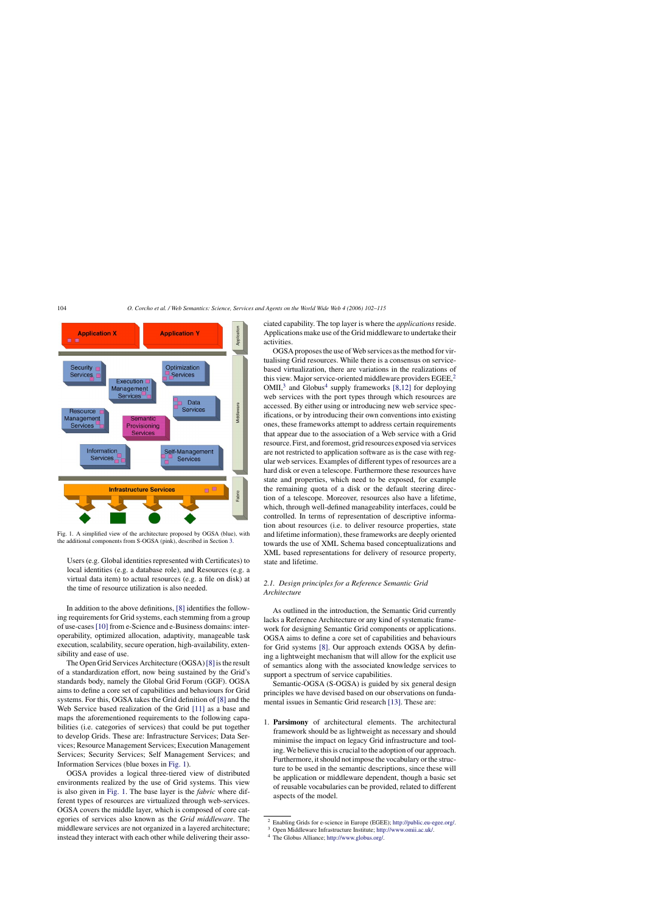Fig. 1. A simplified view of the architecture proposed by OGSA (blue), with the additional components from S-OGSA (pink), described in Section 3.

Users (e.g. Global identities represented with Certificates) to local identities (e.g. a database role), and Resources (e.g. a virtual data item) to actual resources (e.g. a file on disk) at the time of resource utilization is also needed.

In addition to the above definitions, [8] identifies the following requirements for Grid systems, each stemming from a group of use-cases [10] from e-Science and e-Business domains: interoperability, optimized allocation, adaptivity, manageable task execution, scalability, secure operation, high-availability, extensibility and ease of use.

The Open Grid Services Architecture (OGSA) [8] is the result of a standardization effort, now being sustained by the Grid's standards body, namely the Global Grid Forum (GGF). OGSA aims to define a core set of capabilities and behaviours for Grid systems. For this, OGSA takes the Grid definition of [8] and the Web Service based realization of the Grid [11] as a base and maps the aforementioned requirements to the following capabilities (i.e. categories of services) that could be put together to develop Grids. These are: Infrastructure Services; Data Services; Resource Management Services; Execution Management Services; Security Services; Self Management Services; and Information Services (blue boxes in Fig. 1).

OGSA provides a logical three-tiered view of distributed environments realized by the use of Grid systems. This view is also given in Fig. 1. The base layer is the *fabric* where different types of resources are virtualized through web-services. OGSA covers the middle layer, which is composed of core categories of services also known as the *Grid middleware*. The middleware services are not organized in a layered architecture; instead they interact with each other while delivering their associated capability. The top layer is where the *applications* reside. Applications make use of the Grid middleware to undertake their activities.

OGSA proposes the use of Web services as the method for virtualising Grid resources. While there is a consensus on service-based virtualization, there are variations in the realizations of this view. Major service-oriented middleware providers EGEE,[2] OMII,[3] and Globus[4] supply frameworks [8,12] for deploying web services with the port types through which resources are accessed. By either using or introducing new web service specifications, or by introducing their own conventions into existing ones, these frameworks attempt to address certain requirements that appear due to the association of a Web service with a Grid resource. First, and foremost, grid resources exposed via services are not restricted to application software as is the case with regular web services. Examples of different types of resources are a hard disk or even a telescope. Furthermore these resources have state and properties, which need to be exposed, for example the remaining quota of a disk or the default steering direction of a telescope. Moreover, resources also have a lifetime, which, through well-defined manageability interfaces, could be controlled. In terms of representation of descriptive information about resources (i.e. to deliver resource properties, state and lifetime information), these frameworks are deeply oriented towards the use of XML Schema based conceptualizations and XML based representations for delivery of resource property, state and lifetime.

### 2.1. Design principles for a Reference Semantic Grid Architecture

As outlined in the introduction, the Semantic Grid currently lacks a Reference Architecture or any kind of systematic framework for designing Semantic Grid components or applications. OGSA aims to define a core set of capabilities and behaviours for Grid systems [8]. Our approach extends OGSA by defining a lightweight mechanism that will allow for the explicit use of semantics along with the associated knowledge services to support a spectrum of service capabilities.

Semantic-OGSA (S-OGSA) is guided by six general design principles we have devised based on our observations on fundamental issues in Semantic Grid research [13]. These are:

1. **Parsimony** of architectural elements. The architectural framework should be as lightweight as necessary and should minimise the impact on legacy Grid infrastructure and tooling. We believe this is crucial to the adoption of our approach. Furthermore, it should not impose the vocabulary or the structure to be used in the semantic descriptions, since these will be application or middleware dependent, though a basic set of reusable vocabularies can be provided, related to different aspects of the model.

[2] Enabling Grids for e-science in Europe (EGEE); http://public.eu-egee.org/.

[3] Open Middleware Infrastructure Institute; http://www.omii.ac.uk/.

[4] The Globus Alliance; http://www.globus.org/.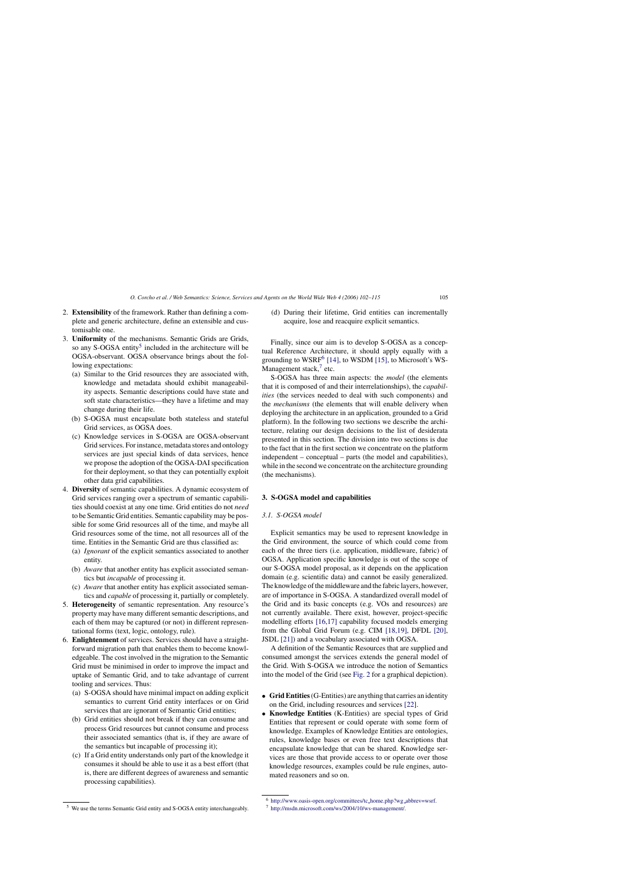2. **Extensibility** of the framework. Rather than defining a complete and generic architecture, define an extensible and customisable one.
3. **Uniformity** of the mechanisms. Semantic Grids are Grids, so any S-OGSA entity[5] included in the architecture will be OGSA-observant. OGSA observance brings about the following expectations:
   (a) Similar to the Grid resources they are associated with, knowledge and metadata should exhibit manageability aspects. Semantic descriptions could have state and soft state characteristics—they have a lifetime and may change during their life.
   (b) S-OGSA must encapsulate both stateless and stateful Grid services, as OGSA does.
   (c) Knowledge services in S-OGSA are OGSA-observant Grid services. For instance, metadata stores and ontology services are just special kinds of data services, hence we propose the adoption of the OGSA-DAI specification for their deployment, so that they can potentially exploit other data grid capabilities.
4. **Diversity** of semantic capabilities. A dynamic ecosystem of Grid services ranging over a spectrum of semantic capabilities should coexist at any one time. Grid entities do not *need* to be Semantic Grid entities. Semantic capability may be possible for some Grid resources all of the time, and maybe all Grid resources some of the time, not all resources all of the time. Entities in the Semantic Grid are thus classified as:
   (a) *Ignorant* of the explicit semantics associated to another entity.
   (b) *Aware* that another entity has explicit associated semantics but *incapable* of processing it.
   (c) *Aware* that another entity has explicit associated semantics and *capable* of processing it, partially or completely.
5. **Heterogeneity** of semantic representation. Any resource's property may have many different semantic descriptions, and each of them may be captured (or not) in different representational forms (text, logic, ontology, rule).
6. **Enlightenment** of services. Services should have a straightforward migration path that enables them to become knowledgeable. The cost involved in the migration to the Semantic Grid must be minimised in order to improve the impact and uptake of Semantic Grid, and to take advantage of current tooling and services. Thus:
   (a) S-OGSA should have minimal impact on adding explicit semantics to current Grid entity interfaces or on Grid services that are ignorant of Semantic Grid entities;
   (b) Grid entities should not break if they can consume and process Grid resources but cannot consume and process their associated semantics (that is, if they are aware of the semantics but incapable of processing it);
   (c) If a Grid entity understands only part of the knowledge it consumes it should be able to use it as a best effort (that is, there are different degrees of awareness and semantic processing capabilities).
   (d) During their lifetime, Grid entities can incrementally acquire, lose and reacquire explicit semantics.

[5] We use the terms Semantic Grid entity and S-OGSA entity interchangeably.

Finally, since our aim is to develop S-OGSA as a conceptual Reference Architecture, it should apply equally with a grounding to WSRF[6] [14], to WSDM [15], to Microsoft's WS-Management stack,[7] etc.

S-OGSA has three main aspects: the *model* (the elements that it is composed of and their interrelationships), the *capabilities* (the services needed to deal with such components) and the *mechanisms* (the elements that will enable delivery when deploying the architecture in an application, grounded to a Grid platform). In the following two sections we describe the architecture, relating our design decisions to the list of desiderata presented in this section. The division into two sections is due to the fact that in the first section we concentrate on the platform independent – conceptual – parts (the model and capabilities), while in the second we concentrate on the architecture grounding (the mechanisms).

## 3. S-OGSA model and capabilities

### 3.1. S-OGSA model

Explicit semantics may be used to represent knowledge in the Grid environment, the source of which could come from each of the three tiers (i.e. application, middleware, fabric) of OGSA. Application specific knowledge is out of the scope of our S-OGSA model proposal, as it depends on the application domain (e.g. scientific data) and cannot be easily generalized. The knowledge of the middleware and the fabric layers, however, are of importance in S-OGSA. A standardized overall model of the Grid and its basic concepts (e.g. VOs and resources) are not currently available. There exist, however, project-specific modelling efforts [16,17] capability focused models emerging from the Global Grid Forum (e.g. CIM [18,19], DFDL [20], JSDL [21]) and a vocabulary associated with OGSA.

A definition of the Semantic Resources that are supplied and consumed amongst the services extends the general model of the Grid. With S-OGSA we introduce the notion of Semantics into the model of the Grid (see Fig. 2 for a graphical depiction).

- **Grid Entities** (G-Entities) are anything that carries an identity on the Grid, including resources and services [22].
- **Knowledge Entities** (K-Entities) are special types of Grid Entities that represent or could operate with some form of knowledge. Examples of Knowledge Entities are ontologies, rules, knowledge bases or even free text descriptions that encapsulate knowledge that can be shared. Knowledge services are those that provide access to or operate over those knowledge resources, examples could be rule engines, automated reasoners and so on.

[6] http://www.oasis-open.org/committees/tc_home.php?wg_abbrev=wsrf.

[7] http://msdn.microsoft.com/ws/2004/10/ws-management/.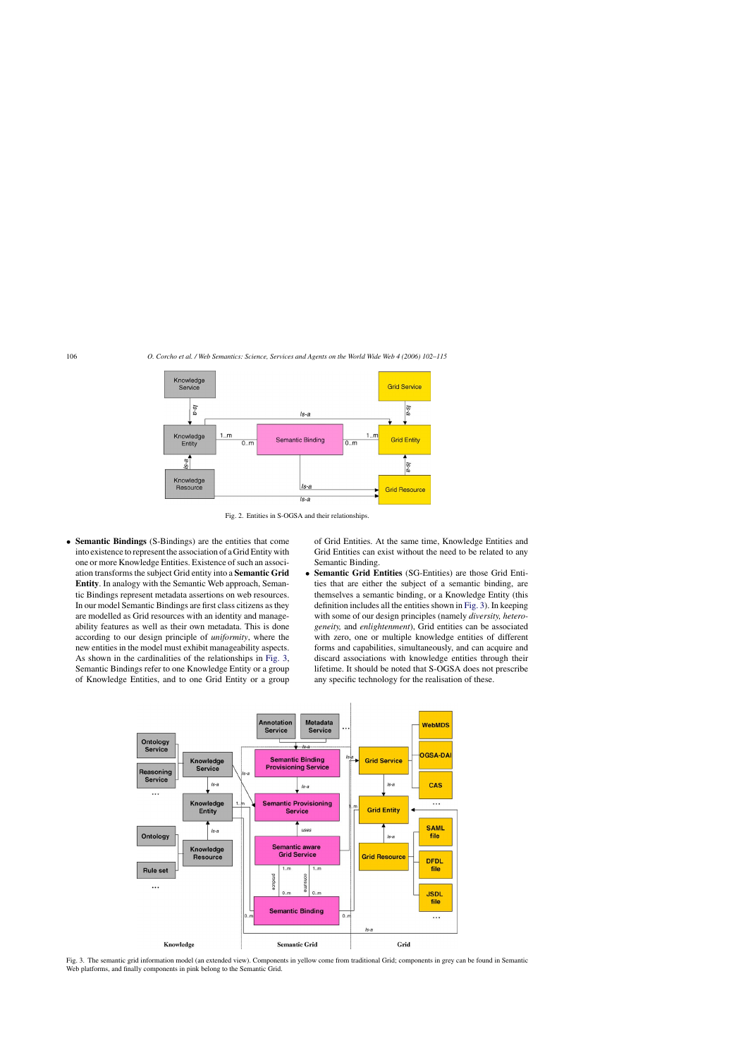Fig. 2. Entities in S-OGSA and their relationships.

- **Semantic Bindings** (S-Bindings) are the entities that come into existence to represent the association of a Grid Entity with one or more Knowledge Entities. Existence of such an association transforms the subject Grid entity into a **Semantic Grid Entity**. In analogy with the Semantic Web approach, Semantic Bindings represent metadata assertions on web resources. In our model Semantic Bindings are first class citizens as they are modelled as Grid resources with an identity and manageability features as well as their own metadata. This is done according to our design principle of *uniformity*, where the new entities in the model must exhibit manageability aspects. As shown in the cardinalities of the relationships in Fig. 3, Semantic Bindings refer to one Knowledge Entity or a group of Knowledge Entities, and to one Grid Entity or a group of Grid Entities. At the same time, Knowledge Entities and Grid Entities can exist without the need to be related to any Semantic Binding.
- **Semantic Grid Entities** (SG-Entities) are those Grid Entities that are either the subject of a semantic binding, are themselves a semantic binding, or a Knowledge Entity (this definition includes all the entities shown in Fig. 3). In keeping with some of our design principles (namely *diversity, heterogeneity,* and *enlightenment*), Grid entities can be associated with zero, one or multiple knowledge entities of different forms and capabilities, simultaneously, and can acquire and discard associations with knowledge entities through their lifetime. It should be noted that S-OGSA does not prescribe any specific technology for the realisation of these.

Fig. 3. The semantic grid information model (an extended view). Components in yellow come from traditional Grid; components in grey can be found in Semantic Web platforms, and finally components in pink belong to the Semantic Grid.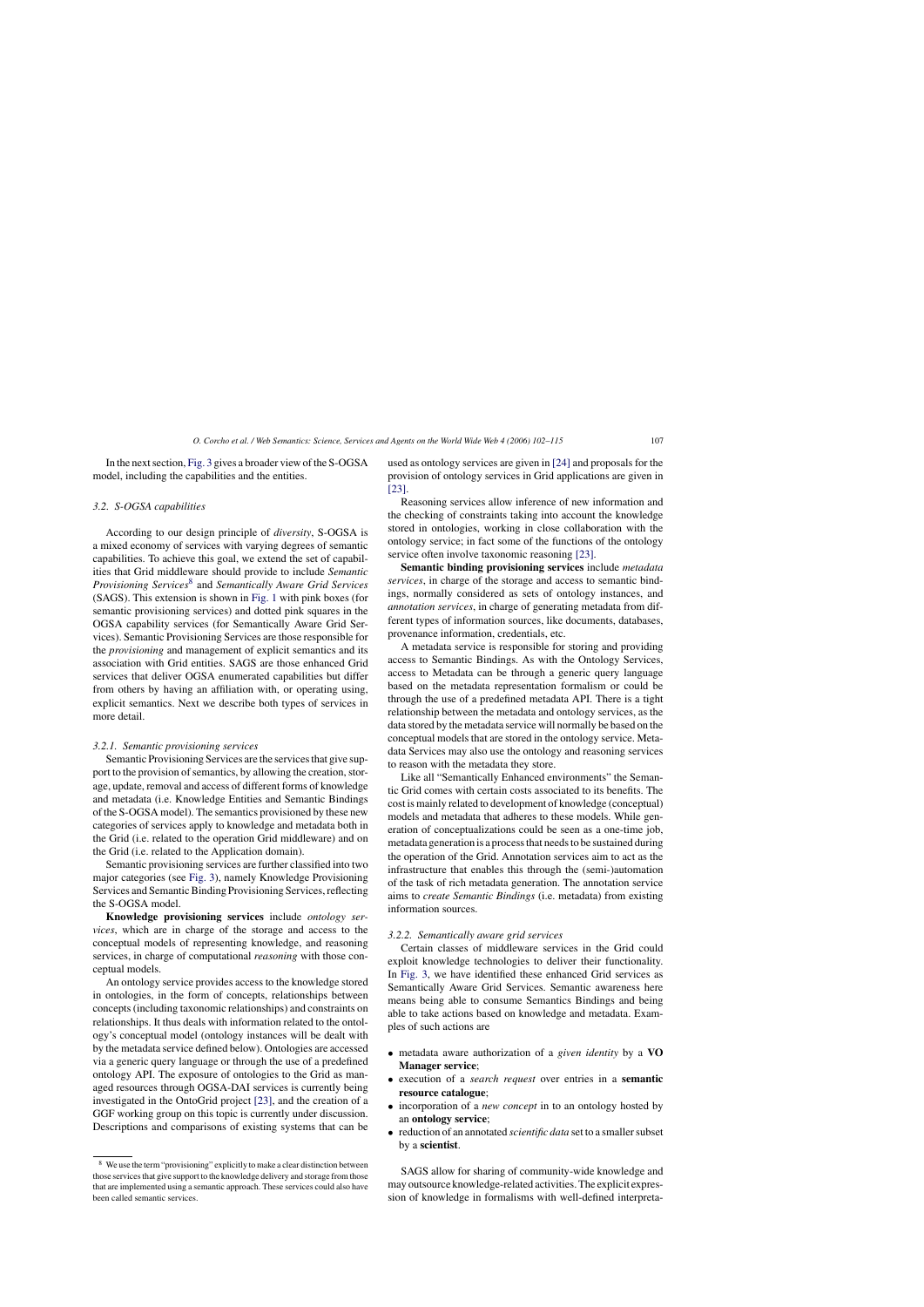In the next section, Fig. 3 gives a broader view of the S-OGSA model, including the capabilities and the entities.

### 3.2. S-OGSA capabilities

According to our design principle of *diversity*, S-OGSA is a mixed economy of services with varying degrees of semantic capabilities. To achieve this goal, we extend the set of capabilities that Grid middleware should provide to include *Semantic Provisioning Services*[8] and *Semantically Aware Grid Services* (SAGS). This extension is shown in Fig. 1 with pink boxes (for semantic provisioning services) and dotted pink squares in the OGSA capability services (for Semantically Aware Grid Services). Semantic Provisioning Services are those responsible for the *provisioning* and management of explicit semantics and its association with Grid entities. SAGS are those enhanced Grid services that deliver OGSA enumerated capabilities but differ from others by having an affiliation with, or operating using, explicit semantics. Next we describe both types of services in more detail.

#### 3.2.1. Semantic provisioning services

Semantic Provisioning Services are the services that give support to the provision of semantics, by allowing the creation, storage, update, removal and access of different forms of knowledge and metadata (i.e. Knowledge Entities and Semantic Bindings of the S-OGSA model). The semantics provisioned by these new categories of services apply to knowledge and metadata both in the Grid (i.e. related to the operation Grid middleware) and on the Grid (i.e. related to the Application domain).

Semantic provisioning services are further classified into two major categories (see Fig. 3), namely Knowledge Provisioning Services and Semantic Binding Provisioning Services, reflecting the S-OGSA model.

**Knowledge provisioning services** include *ontology services*, which are in charge of the storage and access to the conceptual models of representing knowledge, and reasoning services, in charge of computational *reasoning* with those conceptual models.

An ontology service provides access to the knowledge stored in ontologies, in the form of concepts, relationships between concepts (including taxonomic relationships) and constraints on relationships. It thus deals with information related to the ontology's conceptual model (ontology instances will be dealt with by the metadata service defined below). Ontologies are accessed via a generic query language or through the use of a predefined ontology API. The exposure of ontologies to the Grid as managed resources through OGSA-DAI services is currently being investigated in the OntoGrid project [23], and the creation of a GGF working group on this topic is currently under discussion. Descriptions and comparisons of existing systems that can be used as ontology services are given in [24] and proposals for the provision of ontology services in Grid applications are given in [23].

Reasoning services allow inference of new information and the checking of constraints taking into account the knowledge stored in ontologies, working in close collaboration with the ontology service; in fact some of the functions of the ontology service often involve taxonomic reasoning [23].

**Semantic binding provisioning services** include *metadata services*, in charge of the storage and access to semantic bindings, normally considered as sets of ontology instances, and *annotation services*, in charge of generating metadata from different types of information sources, like documents, databases, provenance information, credentials, etc.

A metadata service is responsible for storing and providing access to Semantic Bindings. As with the Ontology Services, access to Metadata can be through a generic query language based on the metadata representation formalism or could be through the use of a predefined metadata API. There is a tight relationship between the metadata and ontology services, as the data stored by the metadata service will normally be based on the conceptual models that are stored in the ontology service. Metadata Services may also use the ontology and reasoning services to reason with the metadata they store.

Like all "Semantically Enhanced environments" the Semantic Grid comes with certain costs associated to its benefits. The cost is mainly related to development of knowledge (conceptual) models and metadata that adheres to these models. While generation of conceptualizations could be seen as a one-time job, metadata generation is a process that needs to be sustained during the operation of the Grid. Annotation services aim to act as the infrastructure that enables this through the (semi-)automation of the task of rich metadata generation. The annotation service aims to *create Semantic Bindings* (i.e. metadata) from existing information sources.

#### 3.2.2. Semantically aware grid services

Certain classes of middleware services in the Grid could exploit knowledge technologies to deliver their functionality. In Fig. 3, we have identified these enhanced Grid services as Semantically Aware Grid Services. Semantic awareness here means being able to consume Semantics Bindings and being able to take actions based on knowledge and metadata. Examples of such actions are

- metadata aware authorization of a *given identity* by a **VO Manager service**;
- execution of a *search request* over entries in a **semantic resource catalogue**;
- incorporation of a *new concept* in to an ontology hosted by an **ontology service**;
- reduction of an annotated *scientific data* set to a smaller subset by a **scientist**.

SAGS allow for sharing of community-wide knowledge and may outsource knowledge-related activities. The explicit expression of knowledge in formalisms with well-defined interpreta-

[8] We use the term "provisioning" explicitly to make a clear distinction between those services that give support to the knowledge delivery and storage from those that are implemented using a semantic approach. These services could also have been called semantic services.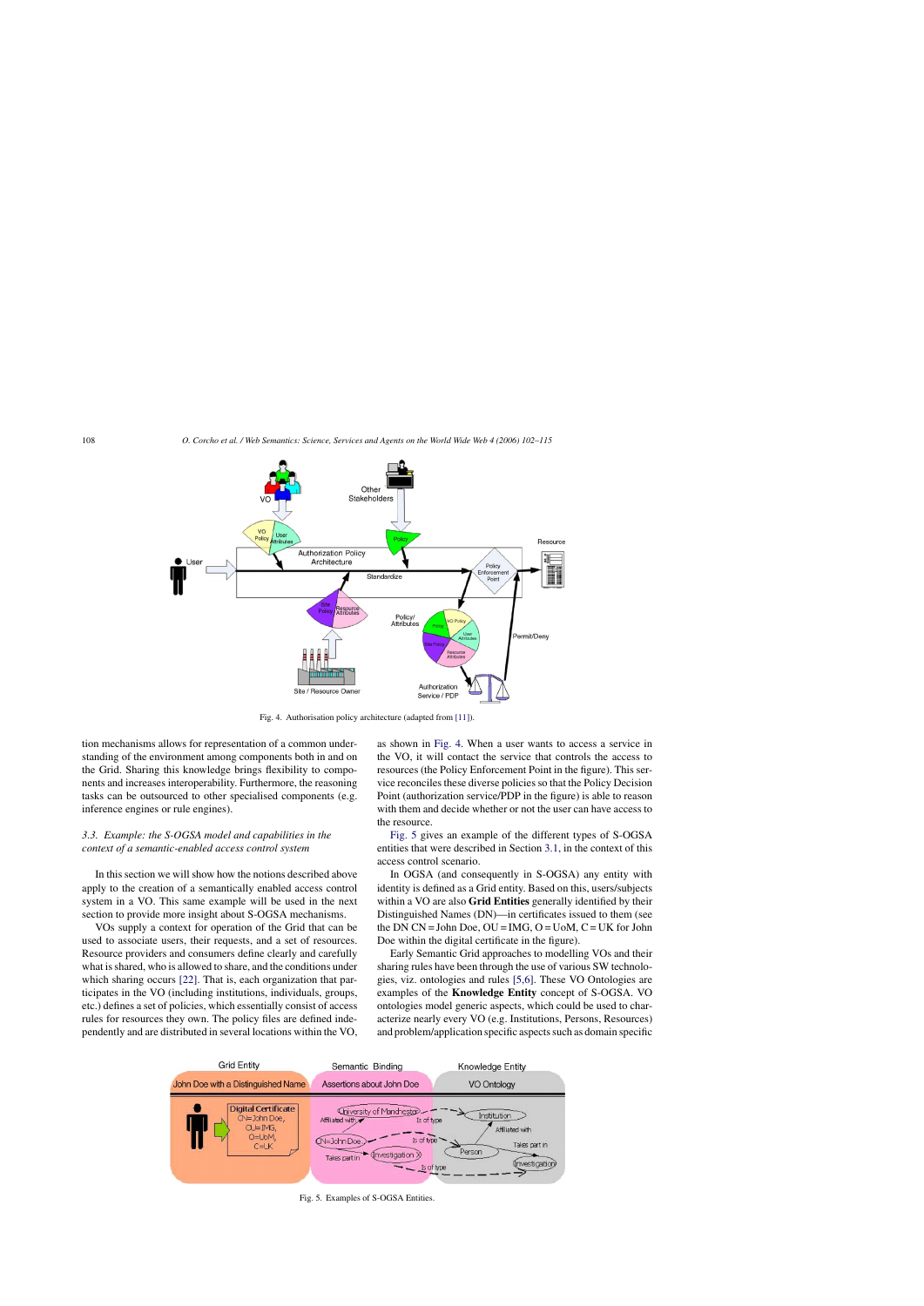Fig. 4. Authorisation policy architecture (adapted from [11]).

tion mechanisms allows for representation of a common understanding of the environment among components both in and on the Grid. Sharing this knowledge brings flexibility to components and increases interoperability. Furthermore, the reasoning tasks can be outsourced to other specialised components (e.g. inference engines or rule engines).

### 3.3. Example: the S-OGSA model and capabilities in the context of a semantic-enabled access control system

In this section we will show how the notions described above apply to the creation of a semantically enabled access control system in a VO. This same example will be used in the next section to provide more insight about S-OGSA mechanisms.

VOs supply a context for operation of the Grid that can be used to associate users, their requests, and a set of resources. Resource providers and consumers define clearly and carefully what is shared, who is allowed to share, and the conditions under which sharing occurs [22]. That is, each organization that participates in the VO (including institutions, individuals, groups, etc.) defines a set of policies, which essentially consist of access rules for resources they own. The policy files are defined independently and are distributed in several locations within the VO, as shown in Fig. 4. When a user wants to access a service in the VO, it will contact the service that controls the access to resources (the Policy Enforcement Point in the figure). This service reconciles these diverse policies so that the Policy Decision Point (authorization service/PDP in the figure) is able to reason with them and decide whether or not the user can have access to the resource.

Fig. 5 gives an example of the different types of S-OGSA entities that were described in Section 3.1, in the context of this access control scenario.

In OGSA (and consequently in S-OGSA) any entity with identity is defined as a Grid entity. Based on this, users/subjects within a VO are also **Grid Entities** generally identified by their Distinguished Names (DN)—in certificates issued to them (see the DN CN = John Doe, OU = IMG, O = UoM, C = UK for John Doe within the digital certificate in the figure).

Early Semantic Grid approaches to modelling VOs and their sharing rules have been through the use of various SW technologies, viz. ontologies and rules [5,6]. These VO Ontologies are examples of the **Knowledge Entity** concept of S-OGSA. VO ontologies model generic aspects, which could be used to characterize nearly every VO (e.g. Institutions, Persons, Resources) and problem/application specific aspects such as domain specific

Fig. 5. Examples of S-OGSA Entities.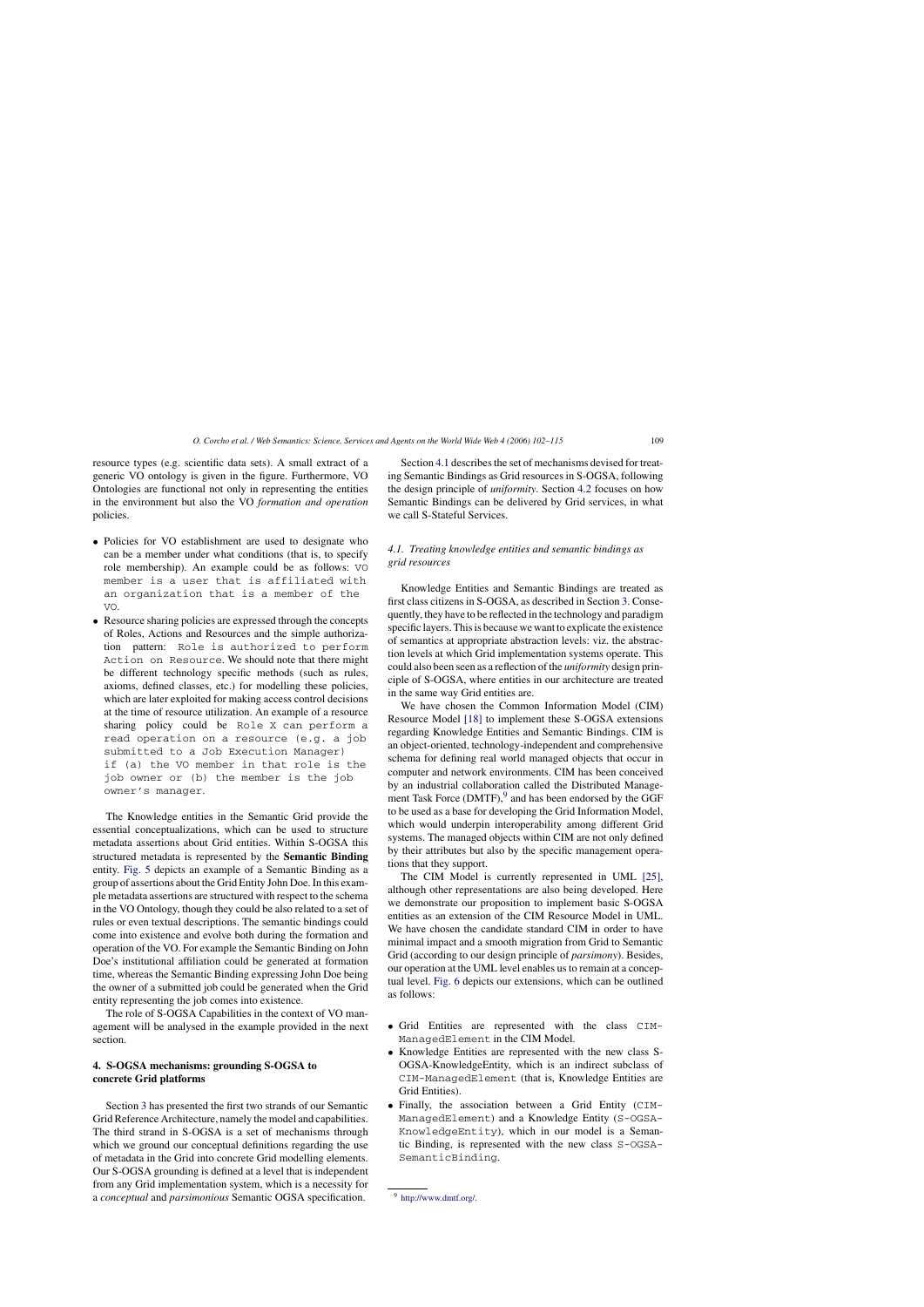resource types (e.g. scientific data sets). A small extract of a generic VO ontology is given in the figure. Furthermore, VO Ontologies are functional not only in representing the entities in the environment but also the VO *formation and operation* policies.

- Policies for VO establishment are used to designate who can be a member under what conditions (that is, to specify role membership). An example could be as follows: `VO member is a user that is affiliated with an organization that is a member of the VO`.
- Resource sharing policies are expressed through the concepts of Roles, Actions and Resources and the simple authorization pattern: `Role is authorized to perform Action on Resource`. We should note that there might be different technology specific methods (such as rules, axioms, defined classes, etc.) for modelling these policies, which are later exploited for making access control decisions at the time of resource utilization. An example of a resource sharing policy could be `Role X can perform a read operation on a resource (e.g. a job submitted to a Job Execution Manager) if (a) the VO member in that role is the job owner or (b) the member is the job owner's manager`.

The Knowledge entities in the Semantic Grid provide the essential conceptualizations, which can be used to structure metadata assertions about Grid entities. Within S-OGSA this structured metadata is represented by the **Semantic Binding** entity. Fig. 5 depicts an example of a Semantic Binding as a group of assertions about the Grid Entity John Doe. In this example metadata assertions are structured with respect to the schema in the VO Ontology, though they could be also related to a set of rules or even textual descriptions. The semantic bindings could come into existence and evolve both during the formation and operation of the VO. For example the Semantic Binding on John Doe's institutional affiliation could be generated at formation time, whereas the Semantic Binding expressing John Doe being the owner of a submitted job could be generated when the Grid entity representing the job comes into existence.

The role of S-OGSA Capabilities in the context of VO management will be analysed in the example provided in the next section.

## 4. S-OGSA mechanisms: grounding S-OGSA to concrete Grid platforms

Section 3 has presented the first two strands of our Semantic Grid Reference Architecture, namely the model and capabilities. The third strand in S-OGSA is a set of mechanisms through which we ground our conceptual definitions regarding the use of metadata in the Grid into concrete Grid modelling elements. Our S-OGSA grounding is defined at a level that is independent from any Grid implementation system, which is a necessity for a *conceptual* and *parsimonious* Semantic OGSA specification.

Section 4.1 describes the set of mechanisms devised for treating Semantic Bindings as Grid resources in S-OGSA, following the design principle of *uniformity*. Section 4.2 focuses on how Semantic Bindings can be delivered by Grid services, in what we call S-Stateful Services.

### 4.1. Treating knowledge entities and semantic bindings as grid resources

Knowledge Entities and Semantic Bindings are treated as first class citizens in S-OGSA, as described in Section 3. Consequently, they have to be reflected in the technology and paradigm specific layers. This is because we want to explicate the existence of semantics at appropriate abstraction levels: viz. the abstraction levels at which Grid implementation systems operate. This could also been seen as a reflection of the *uniformity* design principle of S-OGSA, where entities in our architecture are treated in the same way Grid entities are.

We have chosen the Common Information Model (CIM) Resource Model [18] to implement these S-OGSA extensions regarding Knowledge Entities and Semantic Bindings. CIM is an object-oriented, technology-independent and comprehensive schema for defining real world managed objects that occur in computer and network environments. CIM has been conceived by an industrial collaboration called the Distributed Management Task Force (DMTF),[9] and has been endorsed by the GGF to be used as a base for developing the Grid Information Model, which would underpin interoperability among different Grid systems. The managed objects within CIM are not only defined by their attributes but also by the specific management operations that they support.

The CIM Model is currently represented in UML [25], although other representations are also being developed. Here we demonstrate our proposition to implement basic S-OGSA entities as an extension of the CIM Resource Model in UML. We have chosen the candidate standard CIM in order to have minimal impact and a smooth migration from Grid to Semantic Grid (according to our design principle of *parsimony*). Besides, our operation at the UML level enables us to remain at a conceptual level. Fig. 6 depicts our extensions, which can be outlined as follows:

- Grid Entities are represented with the class `CIM-ManagedElement` in the CIM Model.
- Knowledge Entities are represented with the new class S-OGSA-KnowledgeEntity, which is an indirect subclass of `CIM-ManagedElement` (that is, Knowledge Entities are Grid Entities).
- Finally, the association between a Grid Entity (`CIM-ManagedElement`) and a Knowledge Entity (`S-OGSA-KnowledgeEntity`), which in our model is a Semantic Binding, is represented with the new class `S-OGSA-SemanticBinding`.

[9] http://www.dmtf.org/.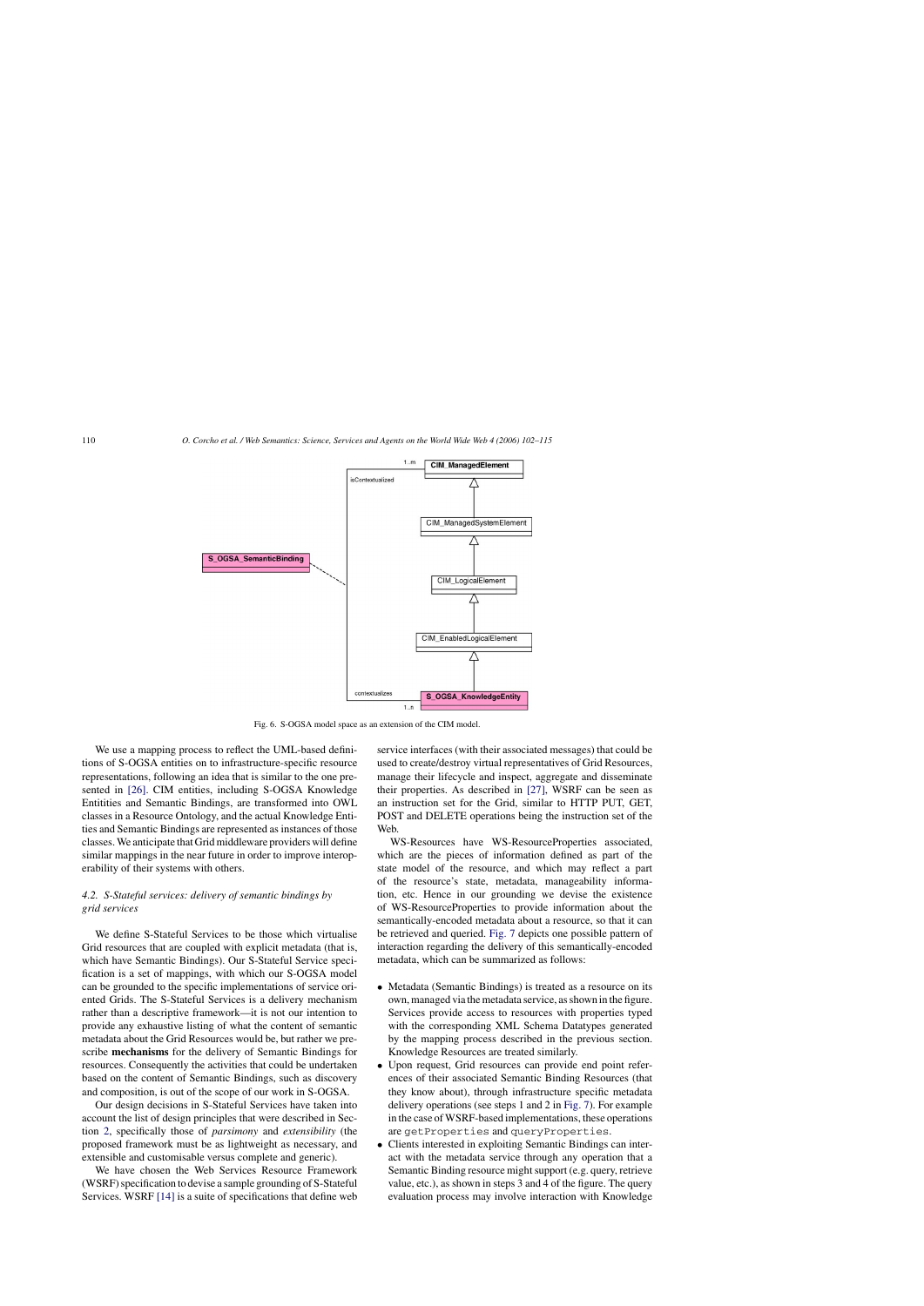1..m

CIM_ManagedElement

isContextualized

CIM_ManagedSystemElement

S_OGSA_SemanticBinding

CIM_LogicalElement

CIM_EnabledLogicalElement

contextualizes

S_OGSA_KnowledgeEntity

1..n

Fig. 6. S-OGSA model space as an extension of the CIM model.

We use a mapping process to reflect the UML-based definitions of S-OGSA entities on to infrastructure-specific resource representations, following an idea that is similar to the one presented in [26]. CIM entities, including S-OGSA Knowledge Entitities and Semantic Bindings, are transformed into OWL classes in a Resource Ontology, and the actual Knowledge Entities and Semantic Bindings are represented as instances of those classes. We anticipate that Grid middleware providers will define similar mappings in the near future in order to improve interoperability of their systems with others.

### 4.2. S-Stateful services: delivery of semantic bindings by grid services

We define S-Stateful Services to be those which virtualise Grid resources that are coupled with explicit metadata (that is, which have Semantic Bindings). Our S-Stateful Service specification is a set of mappings, with which our S-OGSA model can be grounded to the specific implementations of service oriented Grids. The S-Stateful Services is a delivery mechanism rather than a descriptive framework—it is not our intention to provide any exhaustive listing of what the content of semantic metadata about the Grid Resources would be, but rather we prescribe **mechanisms** for the delivery of Semantic Bindings for resources. Consequently the activities that could be undertaken based on the content of Semantic Bindings, such as discovery and composition, is out of the scope of our work in S-OGSA.

Our design decisions in S-Stateful Services have taken into account the list of design principles that were described in Section 2, specifically those of *parsimony* and *extensibility* (the proposed framework must be as lightweight as necessary, and extensible and customisable versus complete and generic).

We have chosen the Web Services Resource Framework (WSRF) specification to devise a sample grounding of S-Stateful Services. WSRF [14] is a suite of specifications that define web service interfaces (with their associated messages) that could be used to create/destroy virtual representatives of Grid Resources, manage their lifecycle and inspect, aggregate and disseminate their properties. As described in [27], WSRF can be seen as an instruction set for the Grid, similar to HTTP PUT, GET, POST and DELETE operations being the instruction set of the Web.

WS-Resources have WS-ResourceProperties associated, which are the pieces of information defined as part of the state model of the resource, and which may reflect a part of the resource's state, metadata, manageability information, etc. Hence in our grounding we devise the existence of WS-ResourceProperties to provide information about the semantically-encoded metadata about a resource, so that it can be retrieved and queried. Fig. 7 depicts one possible pattern of interaction regarding the delivery of this semantically-encoded metadata, which can be summarized as follows:

- Metadata (Semantic Bindings) is treated as a resource on its own, managed via the metadata service, as shown in the figure. Services provide access to resources with properties typed with the corresponding XML Schema Datatypes generated by the mapping process described in the previous section. Knowledge Resources are treated similarly.
- Upon request, Grid resources can provide end point references of their associated Semantic Binding Resources (that they know about), through infrastructure specific metadata delivery operations (see steps 1 and 2 in Fig. 7). For example in the case of WSRF-based implementations, these operations are `getProperties` and `queryProperties`.
- Clients interested in exploiting Semantic Bindings can interact with the metadata service through any operation that a Semantic Binding resource might support (e.g. query, retrieve value, etc.), as shown in steps 3 and 4 of the figure. The query evaluation process may involve interaction with Knowledge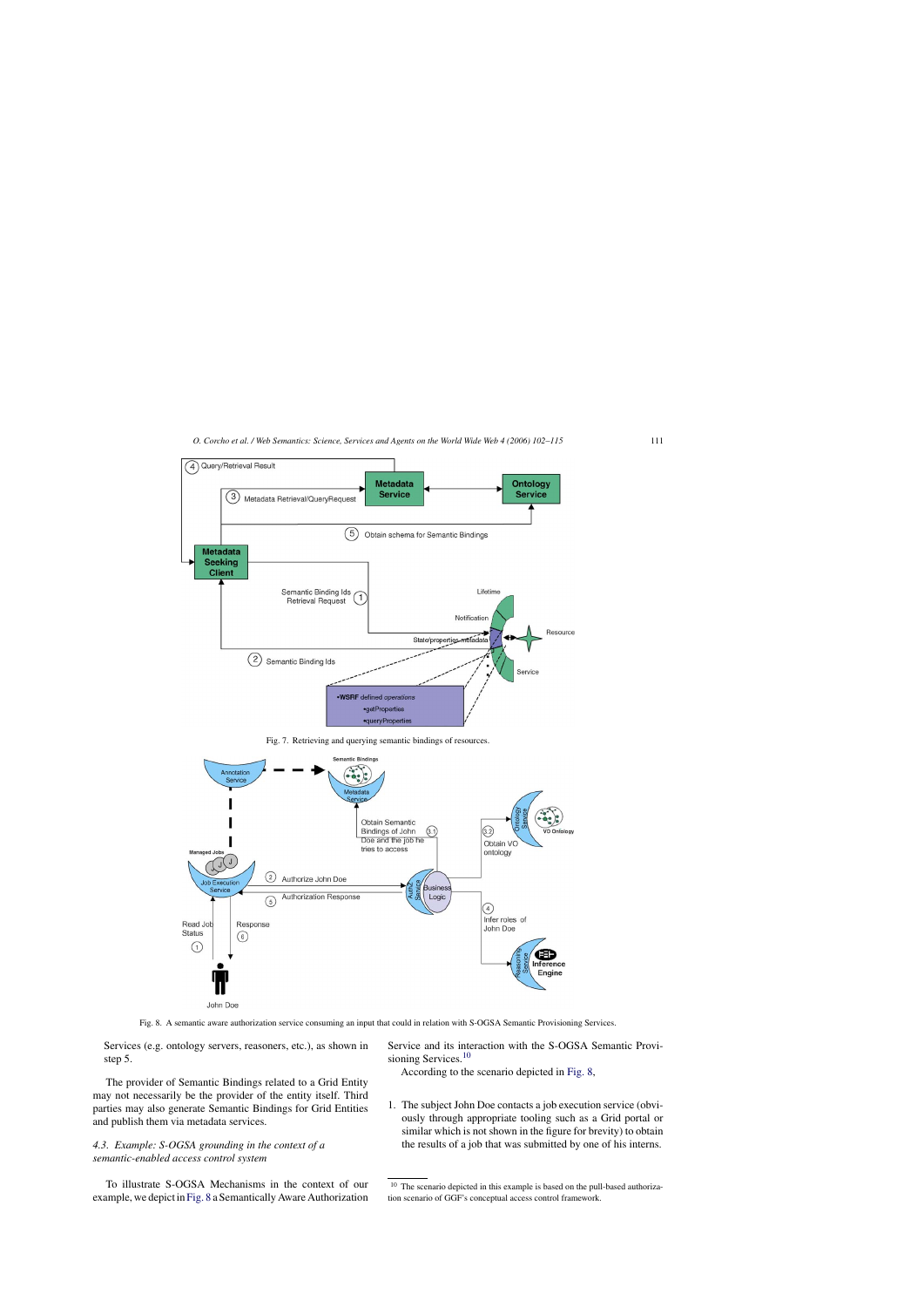Fig. 7. Retrieving and querying semantic bindings of resources.

Fig. 8. A semantic aware authorization service consuming an input that could in relation with S-OGSA Semantic Provisioning Services.

Services (e.g. ontology servers, reasoners, etc.), as shown in step 5.

The provider of Semantic Bindings related to a Grid Entity may not necessarily be the provider of the entity itself. Third parties may also generate Semantic Bindings for Grid Entities and publish them via metadata services.

### 4.3. Example: S-OGSA grounding in the context of a semantic-enabled access control system

To illustrate S-OGSA Mechanisms in the context of our example, we depict in Fig. 8 a Semantically Aware Authorization Service and its interaction with the S-OGSA Semantic Provisioning Services.[10]

According to the scenario depicted in Fig. 8,

1. The subject John Doe contacts a job execution service (obviously through appropriate tooling such as a Grid portal or similar which is not shown in the figure for brevity) to obtain the results of a job that was submitted by one of his interns.

[10] The scenario depicted in this example is based on the pull-based authorization scenario of GGF's conceptual access control framework.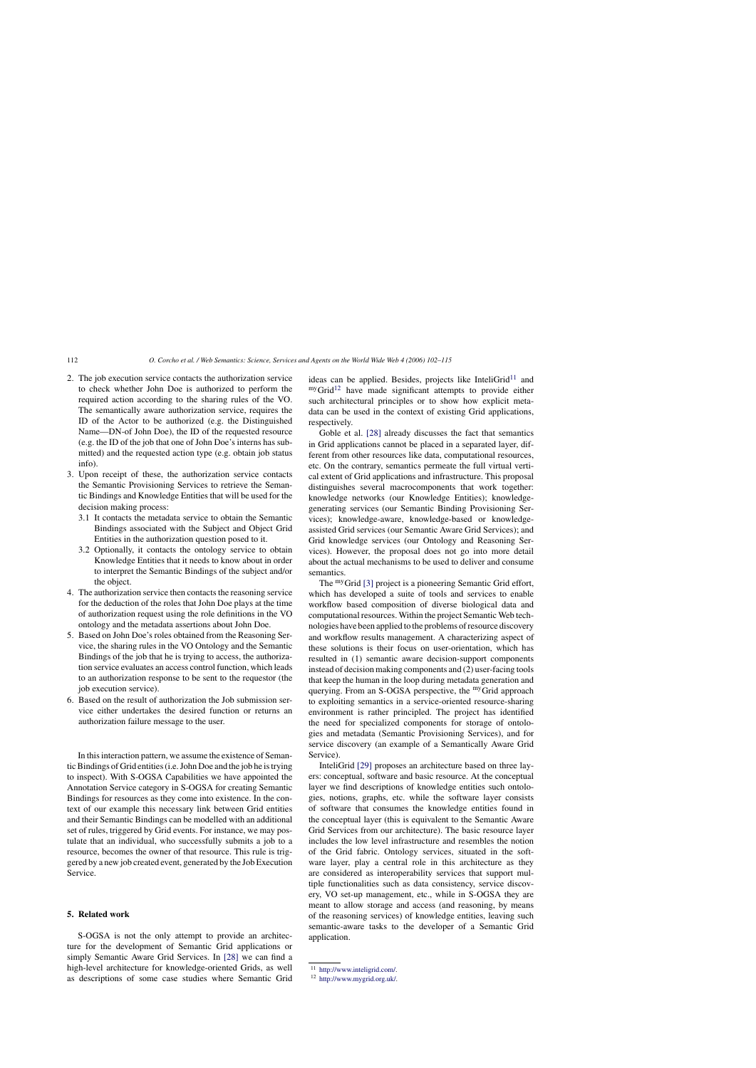2. The job execution service contacts the authorization service to check whether John Doe is authorized to perform the required action according to the sharing rules of the VO. The semantically aware authorization service, requires the ID of the Actor to be authorized (e.g. the Distinguished Name—DN-of John Doe), the ID of the requested resource (e.g. the ID of the job that one of John Doe's interns has submitted) and the requested action type (e.g. obtain job status info).
3. Upon receipt of these, the authorization service contacts the Semantic Provisioning Services to retrieve the Semantic Bindings and Knowledge Entities that will be used for the decision making process:
   3.1 It contacts the metadata service to obtain the Semantic Bindings associated with the Subject and Object Grid Entities in the authorization question posed to it.
   3.2 Optionally, it contacts the ontology service to obtain Knowledge Entities that it needs to know about in order to interpret the Semantic Bindings of the subject and/or the object.
4. The authorization service then contacts the reasoning service for the deduction of the roles that John Doe plays at the time of authorization request using the role definitions in the VO ontology and the metadata assertions about John Doe.
5. Based on John Doe's roles obtained from the Reasoning Service, the sharing rules in the VO Ontology and the Semantic Bindings of the job that he is trying to access, the authorization service evaluates an access control function, which leads to an authorization response to be sent to the requestor (the job execution service).
6. Based on the result of authorization the Job submission service either undertakes the desired function or returns an authorization failure message to the user.

In this interaction pattern, we assume the existence of Semantic Bindings of Grid entities (i.e. John Doe and the job he is trying to inspect). With S-OGSA Capabilities we have appointed the Annotation Service category in S-OGSA for creating Semantic Bindings for resources as they come into existence. In the context of our example this necessary link between Grid entities and their Semantic Bindings can be modelled with an additional set of rules, triggered by Grid events. For instance, we may postulate that an individual, who successfully submits a job to a resource, becomes the owner of that resource. This rule is triggered by a new job created event, generated by the Job Execution Service.

## 5. Related work

S-OGSA is not the only attempt to provide an architecture for the development of Semantic Grid applications or simply Semantic Aware Grid Services. In [28] we can find a high-level architecture for knowledge-oriented Grids, as well as descriptions of some case studies where Semantic Grid ideas can be applied. Besides, projects like InteliGrid[11] and myGrid[12] have made significant attempts to provide either such architectural principles or to show how explicit metadata can be used in the context of existing Grid applications, respectively.

Goble et al. [28] already discusses the fact that semantics in Grid applications cannot be placed in a separated layer, different from other resources like data, computational resources, etc. On the contrary, semantics permeate the full virtual vertical extent of Grid applications and infrastructure. This proposal distinguishes several macrocomponents that work together: knowledge networks (our Knowledge Entities); knowledge-generating services (our Semantic Binding Provisioning Services); knowledge-aware, knowledge-based or knowledge-assisted Grid services (our Semantic Aware Grid Services); and Grid knowledge services (our Ontology and Reasoning Services). However, the proposal does not go into more detail about the actual mechanisms to be used to deliver and consume semantics.

The myGrid [3] project is a pioneering Semantic Grid effort, which has developed a suite of tools and services to enable workflow based composition of diverse biological data and computational resources. Within the project Semantic Web technologies have been applied to the problems of resource discovery and workflow results management. A characterizing aspect of these solutions is their focus on user-orientation, which has resulted in (1) semantic aware decision-support components instead of decision making components and (2) user-facing tools that keep the human in the loop during metadata generation and querying. From an S-OGSA perspective, the myGrid approach to exploiting semantics in a service-oriented resource-sharing environment is rather principled. The project has identified the need for specialized components for storage of ontologies and metadata (Semantic Provisioning Services), and for service discovery (an example of a Semantically Aware Grid Service).

InteliGrid [29] proposes an architecture based on three layers: conceptual, software and basic resource. At the conceptual layer we find descriptions of knowledge entities such ontologies, notions, graphs, etc. while the software layer consists of software that consumes the knowledge entities found in the conceptual layer (this is equivalent to the Semantic Aware Grid Services from our architecture). The basic resource layer includes the low level infrastructure and resembles the notion of the Grid fabric. Ontology services, situated in the software layer, play a central role in this architecture as they are considered as interoperability services that support multiple functionalities such as data consistency, service discovery, VO set-up management, etc., while in S-OGSA they are meant to allow storage and access (and reasoning, by means of the reasoning services) of knowledge entities, leaving such semantic-aware tasks to the developer of a Semantic Grid application.

[11] http://www.inteligrid.com/.

[12] http://www.mygrid.org.uk/.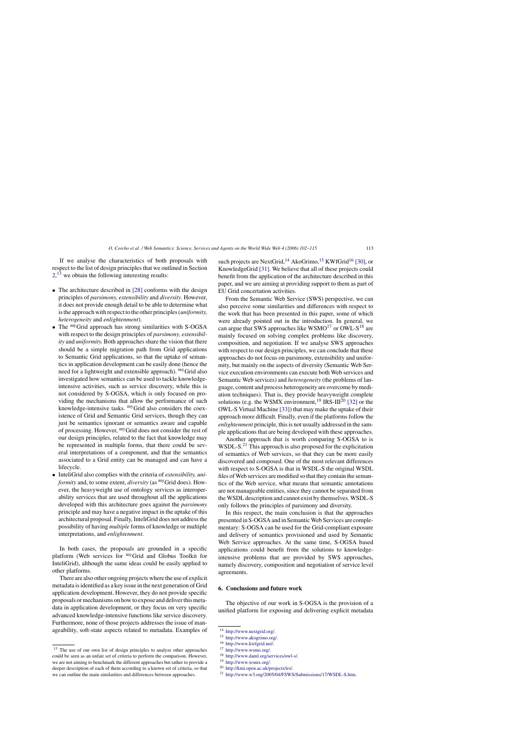If we analyse the characteristics of both proposals with respect to the list of design principles that we outlined in Section 2,[13] we obtain the following interesting results:

- The architecture described in [28] conforms with the design principles of *parsimony, extensibility* and *diversity*. However, it does not provide enough detail to be able to determine what is the approach with respect to the other principles (*uniformity, heterogeneity* and *enlightenment*).
- The myGrid approach has strong similarities with S-OGSA with respect to the design principles of *parsimony, extensibility* and *uniformity*. Both approaches share the vision that there should be a simple migration path from Grid applications to Semantic Grid applications, so that the uptake of semantics in application development can be easily done (hence the need for a lightweight and extensible approach). myGrid also investigated how semantics can be used to tackle knowledge-intensive activities, such as service discovery, while this is not considered by S-OGSA, which is only focused on providing the mechanisms that allow the performance of such knowledge-intensive tasks. myGrid also considers the coexistence of Grid and Semantic Grid services, though they can just be semantics ignorant or semantics aware and capable of processing. However, myGrid does not consider the rest of our design principles, related to the fact that knowledge may be represented in multiple forms, that there could be several interpretations of a component, and that the semantics associated to a Grid entity can be managed and can have a lifecycle.
- InteliGrid also complies with the criteria of *extensibility, uniformity* and, to some extent, *diversity* (as myGrid does). However, the heavyweight use of ontology services as interoperability services that are used throughout all the applications developed with this architecture goes against the *parsimony* principle and may have a negative impact in the uptake of this architectural proposal. Finally, InteliGrid does not address the possibility of having *multiple* forms of knowledge or multiple interpretations, and *enlightenment*.

In both cases, the proposals are grounded in a specific platform (Web services for myGrid and Globus Toolkit for InteliGrid), although the same ideas could be easily applied to other platforms.

There are also other ongoing projects where the use of explicit metadata is identified as a key issue in the next generation of Grid application development. However, they do not provide specific proposals or mechanisms on how to expose and deliver this metadata in application development, or they focus on very specific advanced knowledge-intensive functions like service discovery. Furthermore, none of those projects addresses the issue of manageability, soft-state aspects related to metadata. Examples of such projects are NextGrid,[14] AkoGrimo,[15] KWfGrid[16] [30], or KnowledgeGrid [31]. We believe that all of these projects could benefit from the application of the architecture described in this paper, and we are aiming at providing support to them as part of EU Grid concertation activities.

From the Semantic Web Service (SWS) perspective, we can also perceive some similarities and differences with respect to the work that has been presented in this paper, some of which were already pointed out in the introduction. In general, we can argue that SWS approaches like WSMO[17] or OWL-S[18] are mainly focused on solving complex problems like discovery, composition, and negotiation. If we analyse SWS approaches with respect to our design principles, we can conclude that these approaches do not focus on parsimony, extensibility and uniformity, but mainly on the aspects of diversity (Semantic Web Service execution environments can execute both Web services and Semantic Web services) and *heterogeneity* (the problems of language, content and process heterogeneity are overcome by mediation techniques). That is, they provide heavyweight complete solutions (e.g. the WSMX environment,[19] IRS-III[20] [32] or the OWL-S Virtual Machine [33]) that may make the uptake of their approach more difficult. Finally, even if the platforms follow the *enlightenment* principle, this is not usually addressed in the sample applications that are being developed with these approaches.

Another approach that is worth comparing S-OGSA to is WSDL-S.[21] This approach is also proposed for the explicitation of semantics of Web services, so that they can be more easily discovered and composed. One of the most relevant differences with respect to S-OGSA is that in WSDL-S the original WSDL files of Web services are modified so that they contain the semantics of the Web service, what means that semantic annotations are not manageable entities, since they cannot be separated from the WSDL description and cannot exist by themselves. WSDL-S only follows the principles of parsimony and diversity.

In this respect, the main conclusion is that the approaches presented in S-OGSA and in Semantic Web Services are complementary: S-OGSA can be used for the Grid-compliant exposure and delivery of semantics provisioned and used by Semantic Web Service approaches. At the same time, S-OGSA based applications could benefit from the solutions to knowledge-intensive problems that are provided by SWS approaches, namely discovery, composition and negotiation of service level agreements.

## 6. Conclusions and future work

The objective of our work in S-OGSA is the provision of a unified platform for exposing and delivering explicit metadata

[13] The use of our own list of design principles to analyse other approaches could be seen as an unfair set of criteria to perform the comparison. However, we are not aiming to benchmark the different approaches but rather to provide a deeper description of each of them according to a known set of criteria, so that we can outline the main similarities and differences between approaches.

[14] http://www.nextgrid.org/.

[15] http://www.akogrimo.org/.

[16] http://www.kwfgrid.net/.

[17] http://www.wsmo.org/.

[18] http://www.daml.org/services/owl-s/.

[19] http://www.wsmx.org/.

[20] http://kmi.open.ac.uk/projects/irs/.

[21] http://www.w3.org/2005/04/FSWS/Submissions/17/WSDL-S.htm.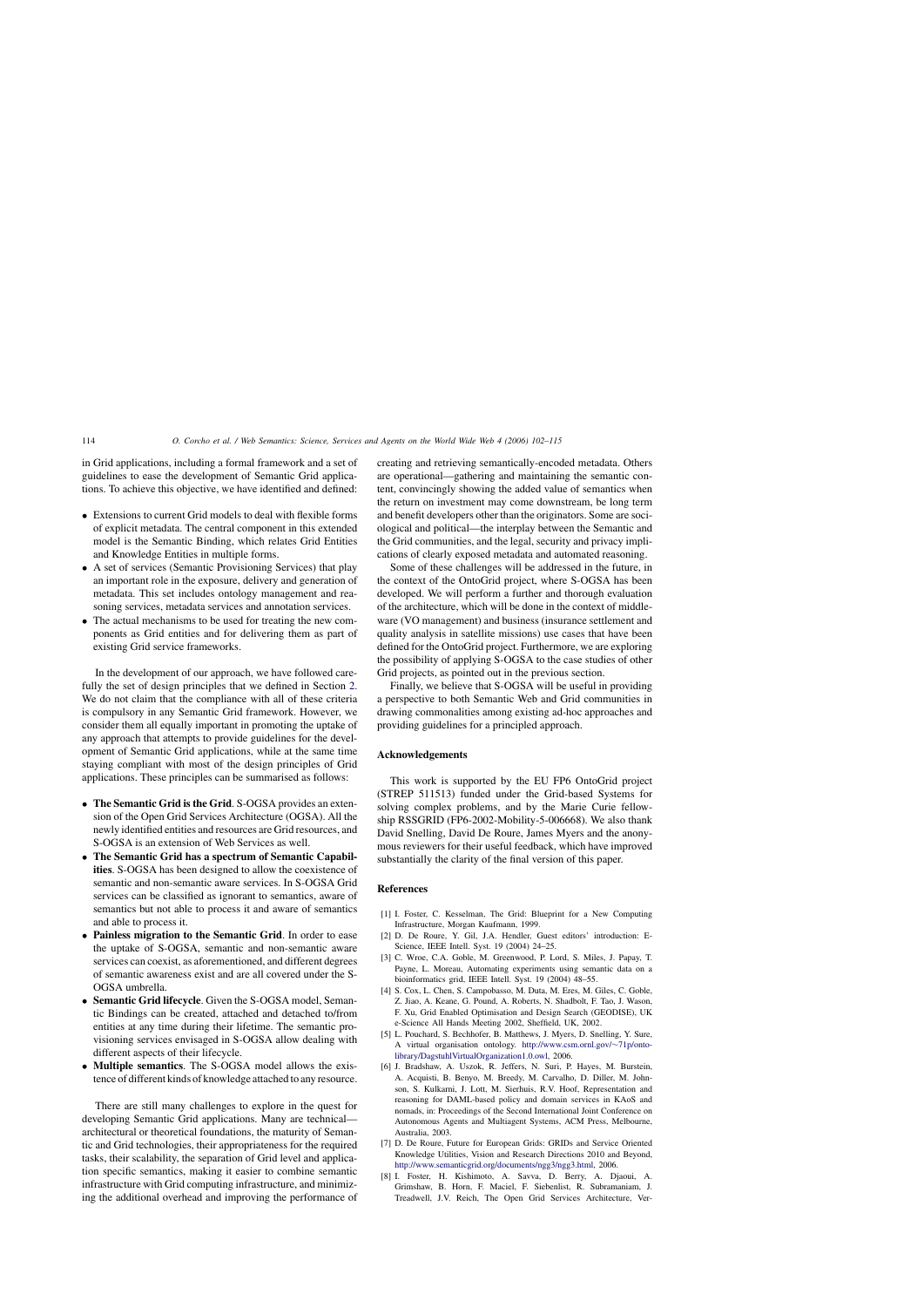in Grid applications, including a formal framework and a set of guidelines to ease the development of Semantic Grid applications. To achieve this objective, we have identified and defined:

- Extensions to current Grid models to deal with flexible forms of explicit metadata. The central component in this extended model is the Semantic Binding, which relates Grid Entities and Knowledge Entities in multiple forms.
- A set of services (Semantic Provisioning Services) that play an important role in the exposure, delivery and generation of metadata. This set includes ontology management and reasoning services, metadata services and annotation services.
- The actual mechanisms to be used for treating the new components as Grid entities and for delivering them as part of existing Grid service frameworks.

In the development of our approach, we have followed carefully the set of design principles that we defined in Section 2. We do not claim that the compliance with all of these criteria is compulsory in any Semantic Grid framework. However, we consider them all equally important in promoting the uptake of any approach that attempts to provide guidelines for the development of Semantic Grid applications, while at the same time staying compliant with most of the design principles of Grid applications. These principles can be summarised as follows:

- **The Semantic Grid is the Grid**. S-OGSA provides an extension of the Open Grid Services Architecture (OGSA). All the newly identified entities and resources are Grid resources, and S-OGSA is an extension of Web Services as well.
- **The Semantic Grid has a spectrum of Semantic Capabilities**. S-OGSA has been designed to allow the coexistence of semantic and non-semantic aware services. In S-OGSA Grid services can be classified as ignorant to semantics, aware of semantics but not able to process it and aware of semantics and able to process it.
- **Painless migration to the Semantic Grid**. In order to ease the uptake of S-OGSA, semantic and non-semantic aware services can coexist, as aforementioned, and different degrees of semantic awareness exist and are all covered under the S-OGSA umbrella.
- **Semantic Grid lifecycle**. Given the S-OGSA model, Semantic Bindings can be created, attached and detached to/from entities at any time during their lifetime. The semantic provisioning services envisaged in S-OGSA allow dealing with different aspects of their lifecycle.
- **Multiple semantics**. The S-OGSA model allows the existence of different kinds of knowledge attached to any resource.

There are still many challenges to explore in the quest for developing Semantic Grid applications. Many are technical—architectural or theoretical foundations, the maturity of Semantic and Grid technologies, their appropriateness for the required tasks, their scalability, the separation of Grid level and application specific semantics, making it easier to combine semantic infrastructure with Grid computing infrastructure, and minimizing the additional overhead and improving the performance of creating and retrieving semantically-encoded metadata. Others are operational—gathering and maintaining the semantic content, convincingly showing the added value of semantics when the return on investment may come downstream, be long term and benefit developers other than the originators. Some are sociological and political—the interplay between the Semantic and the Grid communities, and the legal, security and privacy implications of clearly exposed metadata and automated reasoning.

Some of these challenges will be addressed in the future, in the context of the OntoGrid project, where S-OGSA has been developed. We will perform a further and thorough evaluation of the architecture, which will be done in the context of middleware (VO management) and business (insurance settlement and quality analysis in satellite missions) use cases that have been defined for the OntoGrid project. Furthermore, we are exploring the possibility of applying S-OGSA to the case studies of other Grid projects, as pointed out in the previous section.

Finally, we believe that S-OGSA will be useful in providing a perspective to both Semantic Web and Grid communities in drawing commonalities among existing ad-hoc approaches and providing guidelines for a principled approach.

## Acknowledgements

This work is supported by the EU FP6 OntoGrid project (STREP 511513) funded under the Grid-based Systems for solving complex problems, and by the Marie Curie fellowship RSSGRID (FP6-2002-Mobility-5-006668). We also thank David Snelling, David De Roure, James Myers and the anonymous reviewers for their useful feedback, which have improved substantially the clarity of the final version of this paper.

## References

[1] I. Foster, C. Kesselman, The Grid: Blueprint for a New Computing Infrastructure, Morgan Kaufmann, 1999.

[2] D. De Roure, Y. Gil, J.A. Hendler, Guest editors' introduction: E-Science, IEEE Intell. Syst. 19 (2004) 24–25.

[3] C. Wroe, C.A. Goble, M. Greenwood, P. Lord, S. Miles, J. Papay, T. Payne, L. Moreau, Automating experiments using semantic data on a bioinformatics grid, IEEE Intell. Syst. 19 (2004) 48–55.

[4] S. Cox, L. Chen, S. Campobasso, M. Duta, M. Eres, M. Giles, C. Goble, Z. Jiao, A. Keane, G. Pound, A. Roberts, N. Shadbolt, F. Tao, J. Wason, F. Xu, Grid Enabled Optimisation and Design Search (GEODISE), UK e-Science All Hands Meeting 2002, Sheffield, UK, 2002.

[5] L. Pouchard, S. Bechhofer, B. Matthews, J. Myers, D. Snelling, Y. Sure, A virtual organisation ontology. http://www.csm.ornl.gov/~71p/onto-library/DagstuhlVirtualOrganization1.0.owl, 2006.

[6] J. Bradshaw, A. Uszok, R. Jeffers, N. Suri, P. Hayes, M. Burstein, A. Acquisti, B. Benyo, M. Breedy, M. Carvalho, D. Diller, M. Johnson, S. Kulkarni, J. Lott, M. Sierhuis, R.V. Hoof, Representation and reasoning for DAML-based policy and domain services in KAoS and nomads, in: Proceedings of the Second International Joint Conference on Autonomous Agents and Multiagent Systems, ACM Press, Melbourne, Australia, 2003.

[7] D. De Roure, Future for European Grids: GRIDs and Service Oriented Knowledge Utilities, Vision and Research Directions 2010 and Beyond, http://www.semanticgrid.org/documents/ngg3/ngg3.html, 2006.

[8] I. Foster, H. Kishimoto, A. Savva, D. Berry, A. Djaoui, A. Grimshaw, B. Horn, F. Maciel, F. Siebenlist, R. Subramaniam, J. Treadwell, J.V. Reich, The Open Grid Services Architecture, Ver-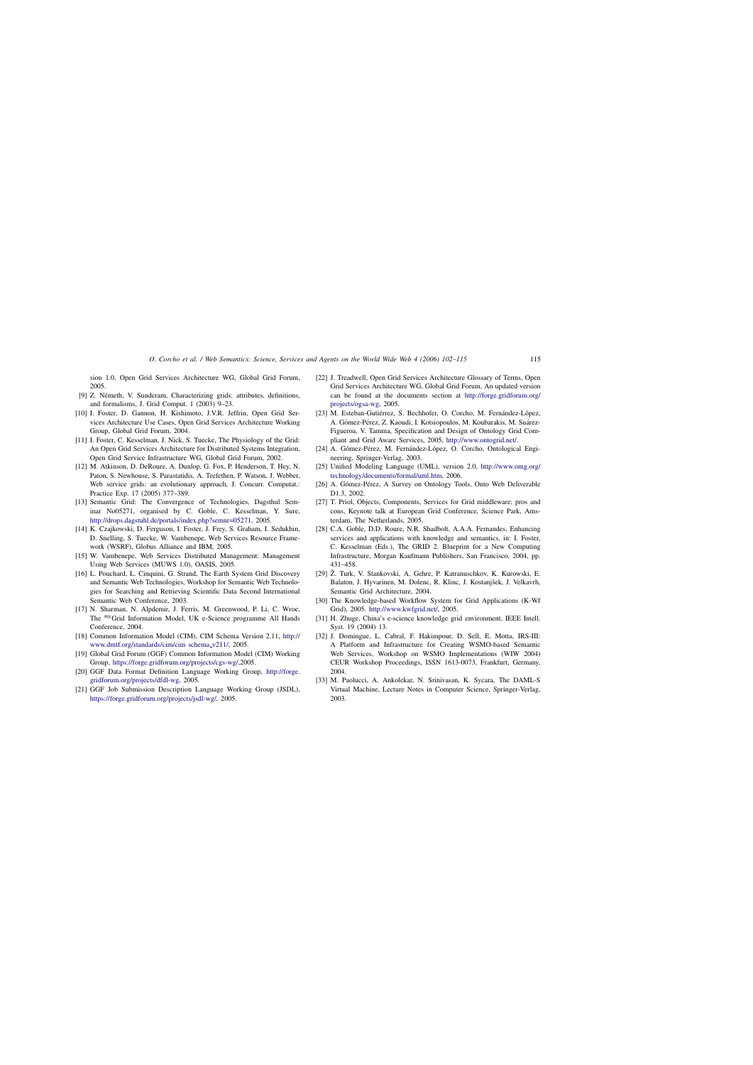sion 1.0, Open Grid Services Architecture WG, Global Grid Forum, 2005.

[9] Z. Németh, V. Sunderam, Characterizing grids: attributes, definitions, and formalisms, J. Grid Comput. 1 (2003) 9–23.

[10] I. Foster, D. Gannon, H. Kishimoto, J.V.R. Jeffrin, Open Grid Services Architecture Use Cases, Open Grid Services Architecture Working Group, Global Grid Forum, 2004.

[11] I. Foster, C. Kesselman, J. Nick, S. Tuecke, The Physiology of the Grid: An Open Grid Services Architecture for Distributed Systems Integration, Open Grid Service Infrastructure WG, Global Grid Forum, 2002.

[12] M. Atkinson, D. DeRoure, A. Dunlop, G. Fox, P. Henderson, T. Hey, N. Paton, S. Newhouse, S. Parastatidis, A. Trefethen, P. Watson, J. Webber, Web service grids: an evolutionary approach, J. Concurr. Computat.: Practice Exp. 17 (2005) 377–389.

[13] Semantic Grid: The Convergence of Technologies, Dagsthul Seminar No05271, organised by C. Goble, C. Kesselman, Y. Sure, http://drops.dagstuhl.de/portals/index.php?semnr=05271, 2005.

[14] K. Czajkowski, D. Ferguson, I. Foster, J. Frey, S. Graham, I. Sedukhin, D. Snelling, S. Tuecke, W. Vambenepe, Web Services Resource Framework (WSRF), Globus Alliance and IBM, 2005.

[15] W. Vambenepe, Web Services Distributed Management: Management Using Web Services (MUWS 1.0), OASIS, 2005.

[16] L. Pouchard, L. Cinquini, G. Strand, The Earth System Grid Discovery and Semantic Web Technologies, Workshop for Semantic Web Technologies for Searching and Retrieving Scientific Data Second International Semantic Web Conference, 2003.

[17] N. Sharman, N. Alpdemir, J. Ferris, M. Greenwood, P. Li, C. Wroe, The myGrid Information Model, UK e-Science programme All Hands Conference, 2004.

[18] Common Information Model (CIM), CIM Schema Version 2.11, http://www.dmtf.org/standards/cim/cim_schema_v211/, 2005.

[19] Global Grid Forum (GGF) Common Information Model (CIM) Working Group, https://forge.gridforum.org/projects/cgs-wg/,2005.

[20] GGF Data Format Definition Language Working Group, http://forge.gridforum.org/projects/dfdl-wg, 2005.

[21] GGF Job Submission Description Language Working Group (JSDL), https://forge.gridforum.org/projects/jsdl-wg/, 2005.

[22] J. Treadwell, Open Grid Services Architecture Glossary of Terms, Open Grid Services Architecture WG, Global Grid Forum, An updated version can be found at the documents section at http://forge.gridforum.org/projects/ogsa-wg, 2005.

[23] M. Esteban-Gutiérrez, S. Bechhofer, O. Corcho, M. Fernández-López, A. Gómez-Pérez, Z. Kaoudi, I. Kotsiopoulos, M. Koubarakis, M. Suárez-Figueroa, V. Tamma, Specification and Design of Ontology Grid Compliant and Grid Aware Services, 2005, http://www.ontogrid.net/.

[24] A. Gómez-Pérez, M. Fernández-López, O. Corcho, Ontological Engineering, Springer-Verlag, 2003.

[25] Unified Modeling Language (UML), version 2.0, http://www.omg.org/technology/documents/formal/uml.htm, 2006.

[26] A. Gómez-Pérez, A Survey on Ontology Tools, Onto Web Deliverable D1.3, 2002.

[27] T. Priol, Objects, Components, Services for Grid middleware: pros and cons, Keynote talk at European Grid Conference, Science Park, Amsterdam, The Netherlands, 2005.

[28] C.A. Goble, D.D. Roure, N.R. Shadbolt, A.A.A. Fernandes, Enhancing services and applications with knowledge and semantics, in: I. Foster, C. Kesselman (Eds.), The GRID 2. Blueprint for a New Computing Infrastructure, Morgan Kaufmann Publishers, San Francisco, 2004, pp. 431–458.

[29] Ž. Turk, V. Stankovski, A. Gehre, P. Katranuschkov, K. Kurowski, E. Balaton, J. Hyvarinen, M. Dolenc, R. Klinc, J. Kostanjšek, J. Velkavrh, Semantic Grid Architecture, 2004.

[30] The Knowledge-based Workflow System for Grid Applications (K-Wf Grid), 2005. http://www.kwfgrid.net/, 2005.

[31] H. Zhuge, China's e-science knowledge grid environment, IEEE Intell. Syst. 19 (2004) 13.

[32] J. Domingue, L. Cabral, F. Hakimpour, D. Sell, E. Motta, IRS-III: A Platform and Infrastructure for Creating WSMO-based Semantic Web Services, Workshop on WSMO Implementations (WIW 2004) CEUR Workshop Proceedings, ISSN 1613-0073, Frankfurt, Germany, 2004.

[33] M. Paolucci, A. Ankolekar, N. Srinivasan, K. Sycara, The DAML-S Virtual Machine, Lecture Notes in Computer Science, Springer-Verlag, 2003.